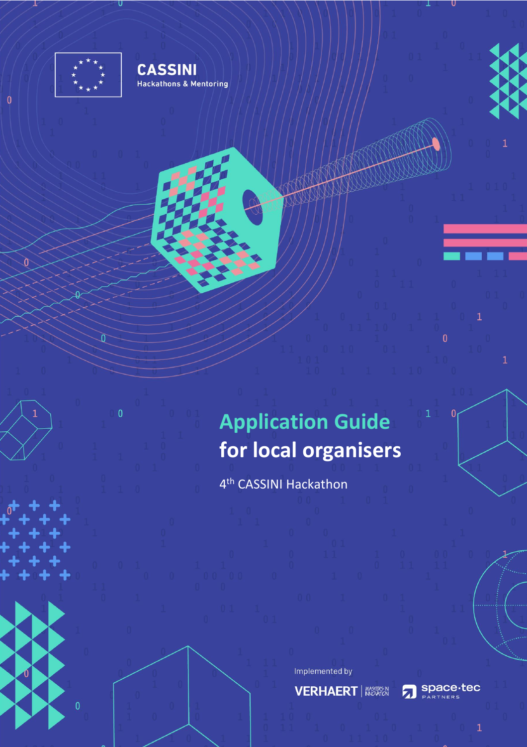CASSINI

Hackathons & Mentoring

# Application Guide for local organisers

4th CASSINI Hackathon

Implemented by

VERHAERT | MASTERS IN INNOVATION

space·tec PARTNERS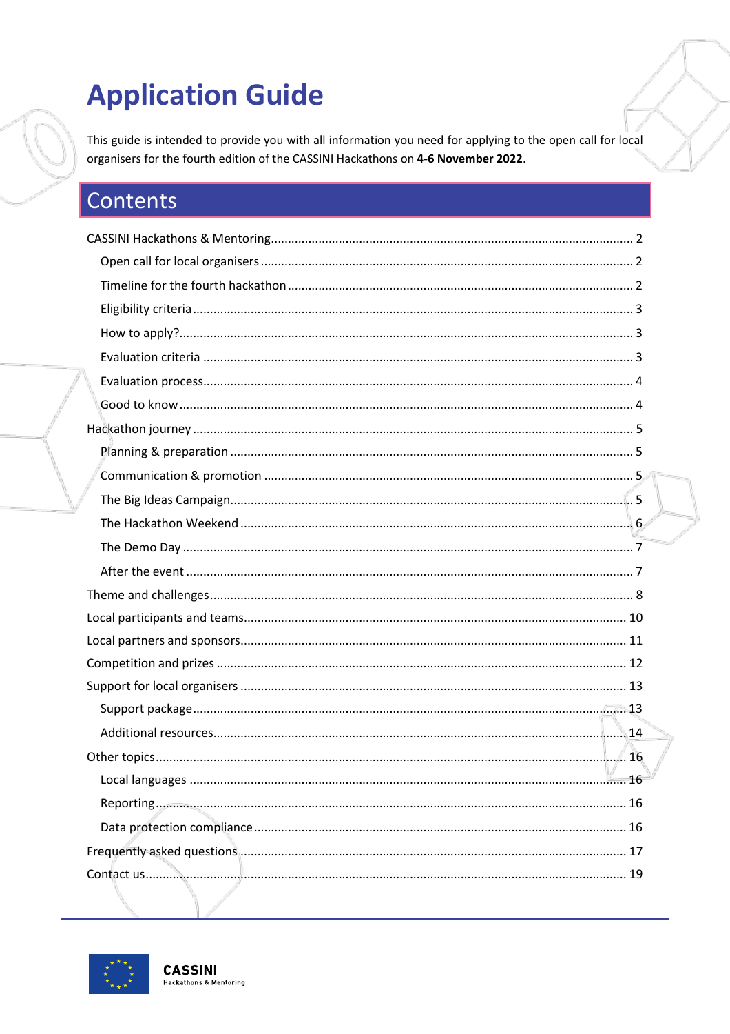# Application Guide

This guide is intended to provide you with all information you need for applying to the open call for local organisers for the fourth edition of the CASSINI Hackathons on **4-6 November 2022**.

## Contents

CASSINI Hackathons & Mentoring .......... 2

- Open call for local organisers .......... 2
- Timeline for the fourth hackathon .......... 2
- Eligibility criteria .......... 3
- How to apply? .......... 3
- Evaluation criteria .......... 3
- Evaluation process .......... 4
- Good to know .......... 4

Hackathon journey .......... 5

- Planning & preparation .......... 5
- Communication & promotion .......... 5
- The Big Ideas Campaign .......... 5
- The Hackathon Weekend .......... 6
- The Demo Day .......... 7
- After the event .......... 7

Theme and challenges .......... 8

Local participants and teams .......... 10

Local partners and sponsors .......... 11

Competition and prizes .......... 12

Support for local organisers .......... 13

- Support package .......... 13
- Additional resources .......... 14

Other topics .......... 16

- Local languages .......... 16
- Reporting .......... 16
- Data protection compliance .......... 16

Frequently asked questions .......... 17

Contact us .......... 19

CASSINI Hackathons & Mentoring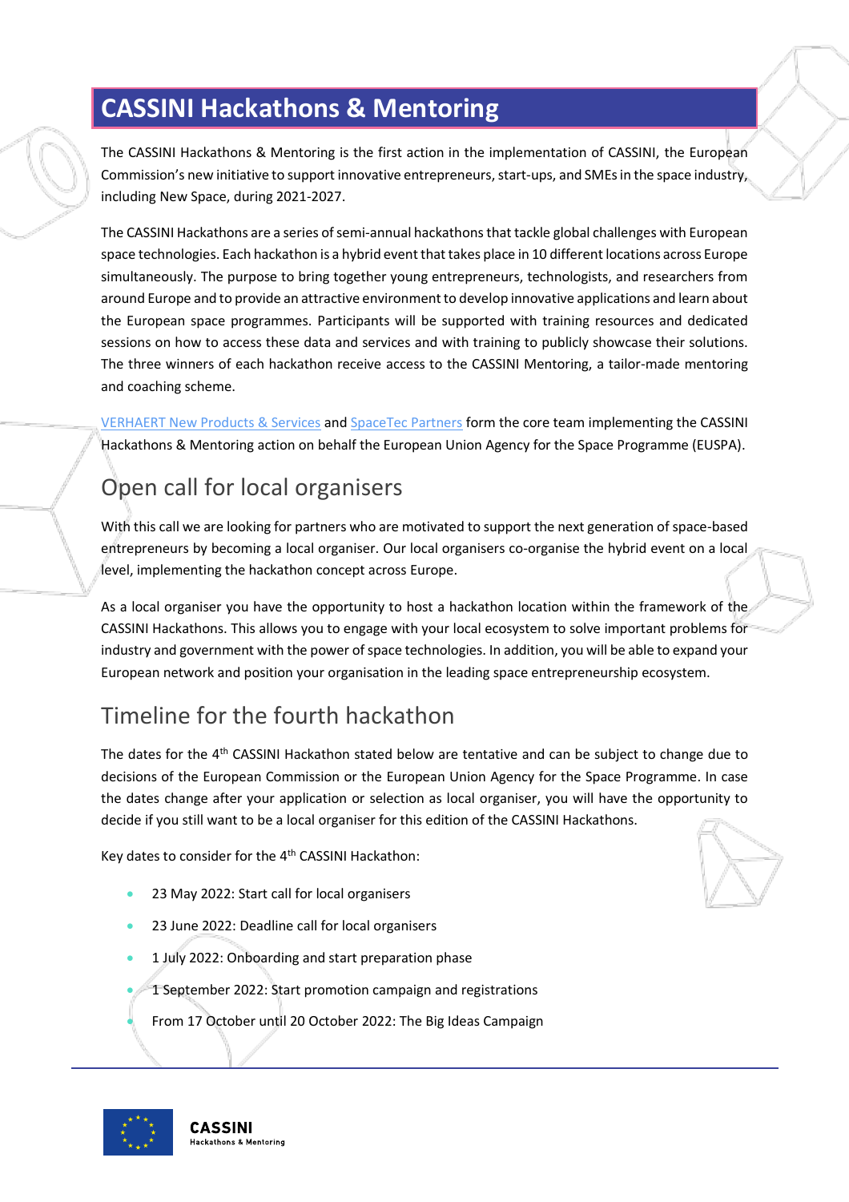# CASSINI Hackathons & Mentoring

The CASSINI Hackathons & Mentoring is the first action in the implementation of CASSINI, the European Commission's new initiative to support innovative entrepreneurs, start-ups, and SMEs in the space industry, including New Space, during 2021-2027.

The CASSINI Hackathons are a series of semi-annual hackathons that tackle global challenges with European space technologies. Each hackathon is a hybrid event that takes place in 10 different locations across Europe simultaneously. The purpose to bring together young entrepreneurs, technologists, and researchers from around Europe and to provide an attractive environment to develop innovative applications and learn about the European space programmes. Participants will be supported with training resources and dedicated sessions on how to access these data and services and with training to publicly showcase their solutions. The three winners of each hackathon receive access to the CASSINI Mentoring, a tailor-made mentoring and coaching scheme.

VERHAERT New Products & Services and SpaceTec Partners form the core team implementing the CASSINI Hackathons & Mentoring action on behalf the European Union Agency for the Space Programme (EUSPA).

## Open call for local organisers

With this call we are looking for partners who are motivated to support the next generation of space-based entrepreneurs by becoming a local organiser. Our local organisers co-organise the hybrid event on a local level, implementing the hackathon concept across Europe.

As a local organiser you have the opportunity to host a hackathon location within the framework of the CASSINI Hackathons. This allows you to engage with your local ecosystem to solve important problems for industry and government with the power of space technologies. In addition, you will be able to expand your European network and position your organisation in the leading space entrepreneurship ecosystem.

## Timeline for the fourth hackathon

The dates for the 4th CASSINI Hackathon stated below are tentative and can be subject to change due to decisions of the European Commission or the European Union Agency for the Space Programme. In case the dates change after your application or selection as local organiser, you will have the opportunity to decide if you still want to be a local organiser for this edition of the CASSINI Hackathons.

Key dates to consider for the 4th CASSINI Hackathon:

- 23 May 2022: Start call for local organisers
- 23 June 2022: Deadline call for local organisers
- 1 July 2022: Onboarding and start preparation phase
- 1 September 2022: Start promotion campaign and registrations
- From 17 October until 20 October 2022: The Big Ideas Campaign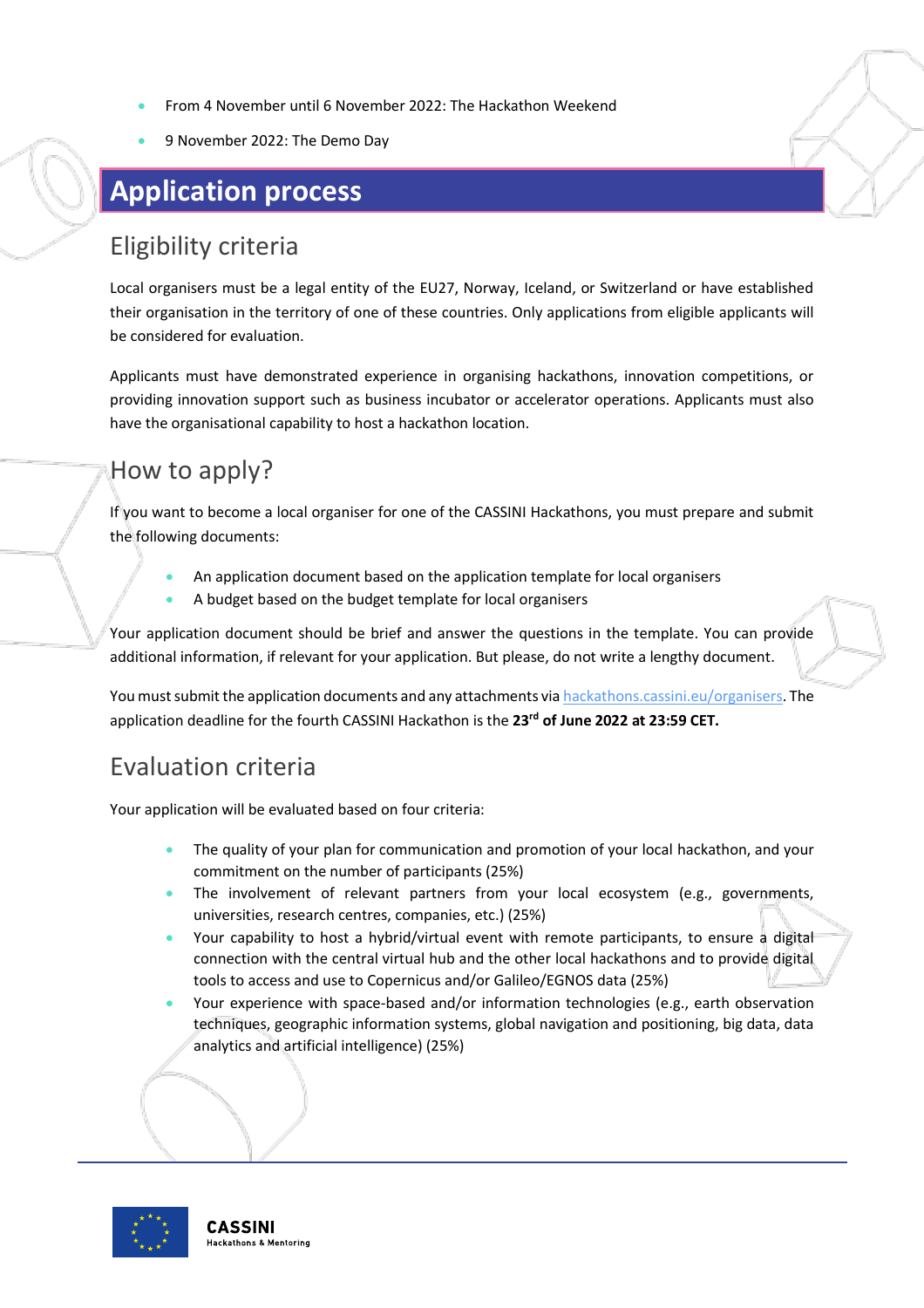- From 4 November until 6 November 2022: The Hackathon Weekend
- 9 November 2022: The Demo Day

# Application process

## Eligibility criteria

Local organisers must be a legal entity of the EU27, Norway, Iceland, or Switzerland or have established their organisation in the territory of one of these countries. Only applications from eligible applicants will be considered for evaluation.

Applicants must have demonstrated experience in organising hackathons, innovation competitions, or providing innovation support such as business incubator or accelerator operations. Applicants must also have the organisational capability to host a hackathon location.

## How to apply?

If you want to become a local organiser for one of the CASSINI Hackathons, you must prepare and submit the following documents:

- An application document based on the application template for local organisers
- A budget based on the budget template for local organisers

Your application document should be brief and answer the questions in the template. You can provide additional information, if relevant for your application. But please, do not write a lengthy document.

You must submit the application documents and any attachments via [hackathons.cassini.eu/organisers](https://hackathons.cassini.eu/organisers). The application deadline for the fourth CASSINI Hackathon is the **23rd of June 2022 at 23:59 CET.**

## Evaluation criteria

Your application will be evaluated based on four criteria:

- The quality of your plan for communication and promotion of your local hackathon, and your commitment on the number of participants (25%)
- The involvement of relevant partners from your local ecosystem (e.g., governments, universities, research centres, companies, etc.) (25%)
- Your capability to host a hybrid/virtual event with remote participants, to ensure a digital connection with the central virtual hub and the other local hackathons and to provide digital tools to access and use to Copernicus and/or Galileo/EGNOS data (25%)
- Your experience with space-based and/or information technologies (e.g., earth observation techniques, geographic information systems, global navigation and positioning, big data, data analytics and artificial intelligence) (25%)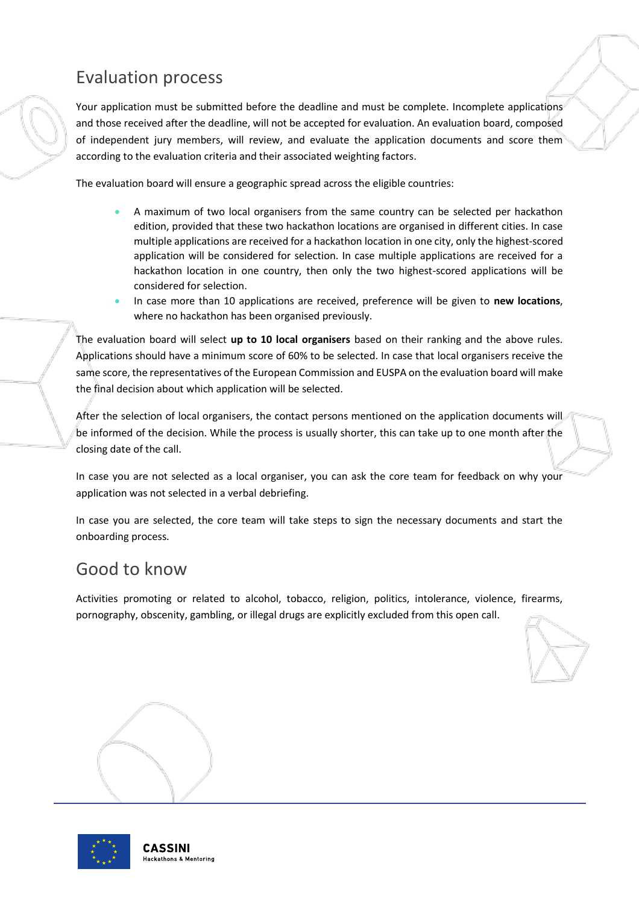## Evaluation process

Your application must be submitted before the deadline and must be complete. Incomplete applications and those received after the deadline, will not be accepted for evaluation. An evaluation board, composed of independent jury members, will review, and evaluate the application documents and score them according to the evaluation criteria and their associated weighting factors.

The evaluation board will ensure a geographic spread across the eligible countries:

- A maximum of two local organisers from the same country can be selected per hackathon edition, provided that these two hackathon locations are organised in different cities. In case multiple applications are received for a hackathon location in one city, only the highest-scored application will be considered for selection. In case multiple applications are received for a hackathon location in one country, then only the two highest-scored applications will be considered for selection.
- In case more than 10 applications are received, preference will be given to **new locations**, where no hackathon has been organised previously.

The evaluation board will select **up to 10 local organisers** based on their ranking and the above rules. Applications should have a minimum score of 60% to be selected. In case that local organisers receive the same score, the representatives of the European Commission and EUSPA on the evaluation board will make the final decision about which application will be selected.

After the selection of local organisers, the contact persons mentioned on the application documents will be informed of the decision. While the process is usually shorter, this can take up to one month after the closing date of the call.

In case you are not selected as a local organiser, you can ask the core team for feedback on why your application was not selected in a verbal debriefing.

In case you are selected, the core team will take steps to sign the necessary documents and start the onboarding process.

## Good to know

Activities promoting or related to alcohol, tobacco, religion, politics, intolerance, violence, firearms, pornography, obscenity, gambling, or illegal drugs are explicitly excluded from this open call.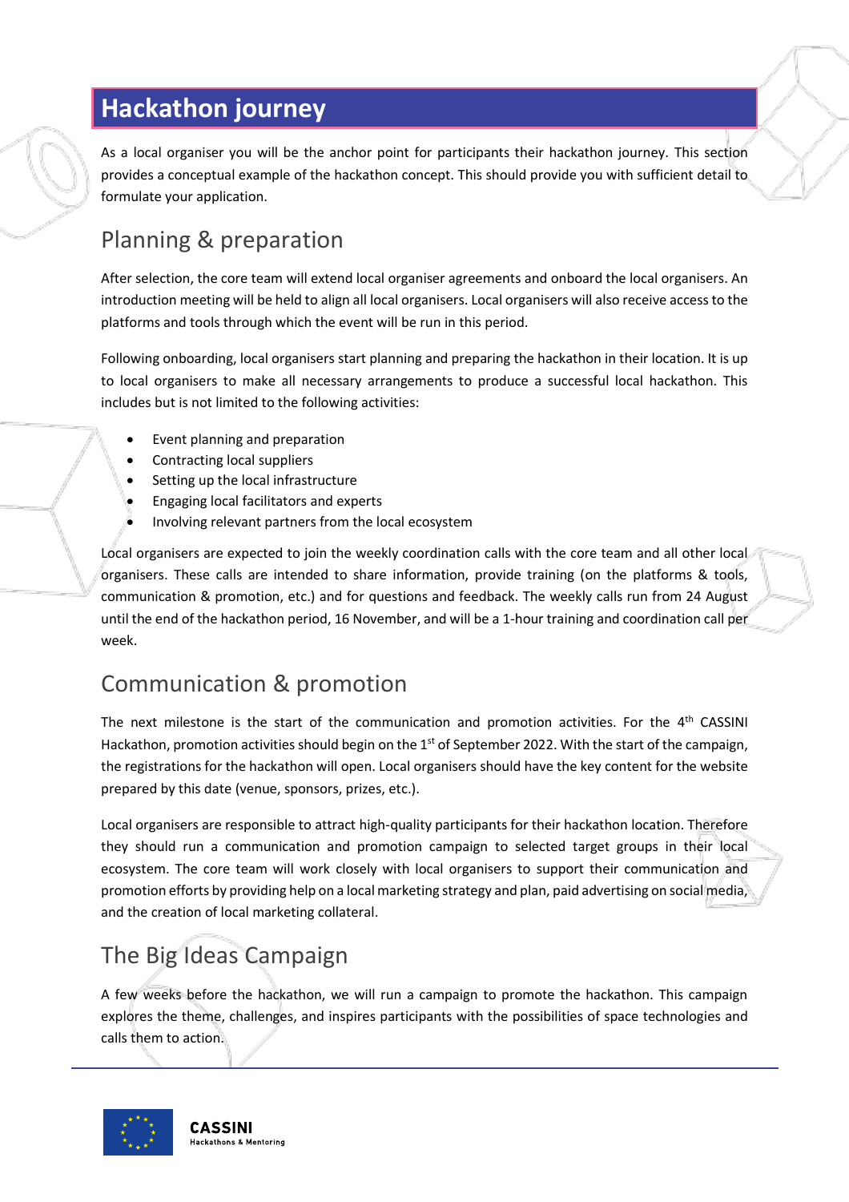# Hackathon journey

As a local organiser you will be the anchor point for participants their hackathon journey. This section provides a conceptual example of the hackathon concept. This should provide you with sufficient detail to formulate your application.

## Planning & preparation

After selection, the core team will extend local organiser agreements and onboard the local organisers. An introduction meeting will be held to align all local organisers. Local organisers will also receive access to the platforms and tools through which the event will be run in this period.

Following onboarding, local organisers start planning and preparing the hackathon in their location. It is up to local organisers to make all necessary arrangements to produce a successful local hackathon. This includes but is not limited to the following activities:

- Event planning and preparation
- Contracting local suppliers
- Setting up the local infrastructure
- Engaging local facilitators and experts
- Involving relevant partners from the local ecosystem

Local organisers are expected to join the weekly coordination calls with the core team and all other local organisers. These calls are intended to share information, provide training (on the platforms & tools, communication & promotion, etc.) and for questions and feedback. The weekly calls run from 24 August until the end of the hackathon period, 16 November, and will be a 1-hour training and coordination call per week.

## Communication & promotion

The next milestone is the start of the communication and promotion activities. For the 4th CASSINI Hackathon, promotion activities should begin on the 1st of September 2022. With the start of the campaign, the registrations for the hackathon will open. Local organisers should have the key content for the website prepared by this date (venue, sponsors, prizes, etc.).

Local organisers are responsible to attract high-quality participants for their hackathon location. Therefore they should run a communication and promotion campaign to selected target groups in their local ecosystem. The core team will work closely with local organisers to support their communication and promotion efforts by providing help on a local marketing strategy and plan, paid advertising on social media, and the creation of local marketing collateral.

## The Big Ideas Campaign

A few weeks before the hackathon, we will run a campaign to promote the hackathon. This campaign explores the theme, challenges, and inspires participants with the possibilities of space technologies and calls them to action.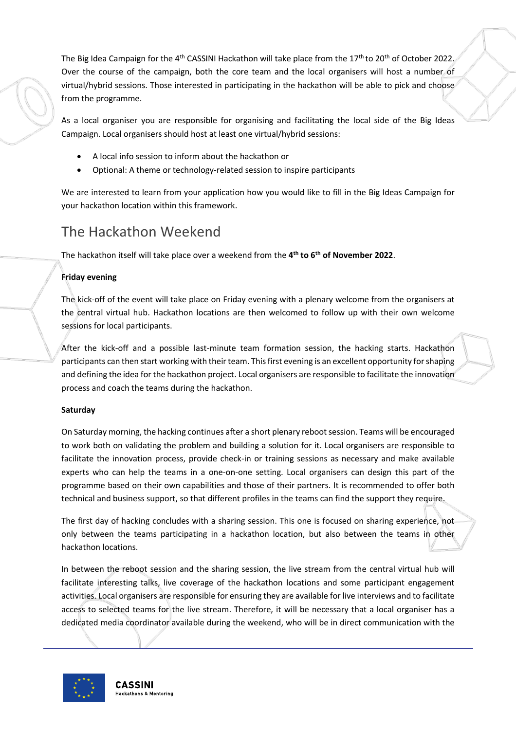The Big Idea Campaign for the 4th CASSINI Hackathon will take place from the 17th to 20th of October 2022. Over the course of the campaign, both the core team and the local organisers will host a number of virtual/hybrid sessions. Those interested in participating in the hackathon will be able to pick and choose from the programme.

As a local organiser you are responsible for organising and facilitating the local side of the Big Ideas Campaign. Local organisers should host at least one virtual/hybrid sessions:

- A local info session to inform about the hackathon or
- Optional: A theme or technology-related session to inspire participants

We are interested to learn from your application how you would like to fill in the Big Ideas Campaign for your hackathon location within this framework.

## The Hackathon Weekend

The hackathon itself will take place over a weekend from the **4th to 6th of November 2022**.

**Friday evening**

The kick-off of the event will take place on Friday evening with a plenary welcome from the organisers at the central virtual hub. Hackathon locations are then welcomed to follow up with their own welcome sessions for local participants.

After the kick-off and a possible last-minute team formation session, the hacking starts. Hackathon participants can then start working with their team. This first evening is an excellent opportunity for shaping and defining the idea for the hackathon project. Local organisers are responsible to facilitate the innovation process and coach the teams during the hackathon.

**Saturday**

On Saturday morning, the hacking continues after a short plenary reboot session. Teams will be encouraged to work both on validating the problem and building a solution for it. Local organisers are responsible to facilitate the innovation process, provide check-in or training sessions as necessary and make available experts who can help the teams in a one-on-one setting. Local organisers can design this part of the programme based on their own capabilities and those of their partners. It is recommended to offer both technical and business support, so that different profiles in the teams can find the support they require.

The first day of hacking concludes with a sharing session. This one is focused on sharing experience, not only between the teams participating in a hackathon location, but also between the teams in other hackathon locations.

In between the reboot session and the sharing session, the live stream from the central virtual hub will facilitate interesting talks, live coverage of the hackathon locations and some participant engagement activities. Local organisers are responsible for ensuring they are available for live interviews and to facilitate access to selected teams for the live stream. Therefore, it will be necessary that a local organiser has a dedicated media coordinator available during the weekend, who will be in direct communication with the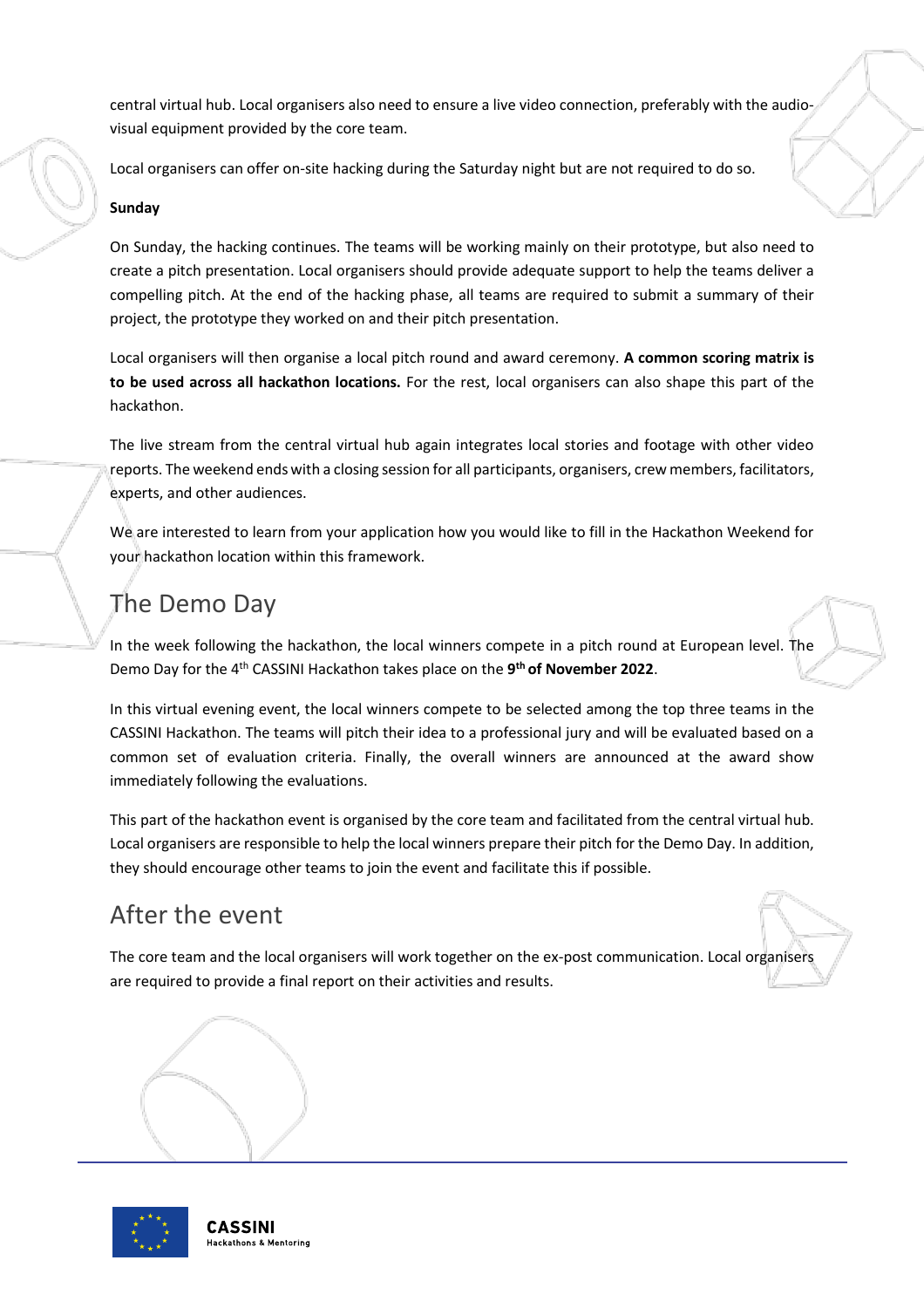central virtual hub. Local organisers also need to ensure a live video connection, preferably with the audio-visual equipment provided by the core team.

Local organisers can offer on-site hacking during the Saturday night but are not required to do so.

**Sunday**

On Sunday, the hacking continues. The teams will be working mainly on their prototype, but also need to create a pitch presentation. Local organisers should provide adequate support to help the teams deliver a compelling pitch. At the end of the hacking phase, all teams are required to submit a summary of their project, the prototype they worked on and their pitch presentation.

Local organisers will then organise a local pitch round and award ceremony. **A common scoring matrix is to be used across all hackathon locations.** For the rest, local organisers can also shape this part of the hackathon.

The live stream from the central virtual hub again integrates local stories and footage with other video reports. The weekend ends with a closing session for all participants, organisers, crew members, facilitators, experts, and other audiences.

We are interested to learn from your application how you would like to fill in the Hackathon Weekend for your hackathon location within this framework.

## The Demo Day

In the week following the hackathon, the local winners compete in a pitch round at European level. The Demo Day for the 4th CASSINI Hackathon takes place on the **9th of November 2022**.

In this virtual evening event, the local winners compete to be selected among the top three teams in the CASSINI Hackathon. The teams will pitch their idea to a professional jury and will be evaluated based on a common set of evaluation criteria. Finally, the overall winners are announced at the award show immediately following the evaluations.

This part of the hackathon event is organised by the core team and facilitated from the central virtual hub. Local organisers are responsible to help the local winners prepare their pitch for the Demo Day. In addition, they should encourage other teams to join the event and facilitate this if possible.

## After the event

The core team and the local organisers will work together on the ex-post communication. Local organisers are required to provide a final report on their activities and results.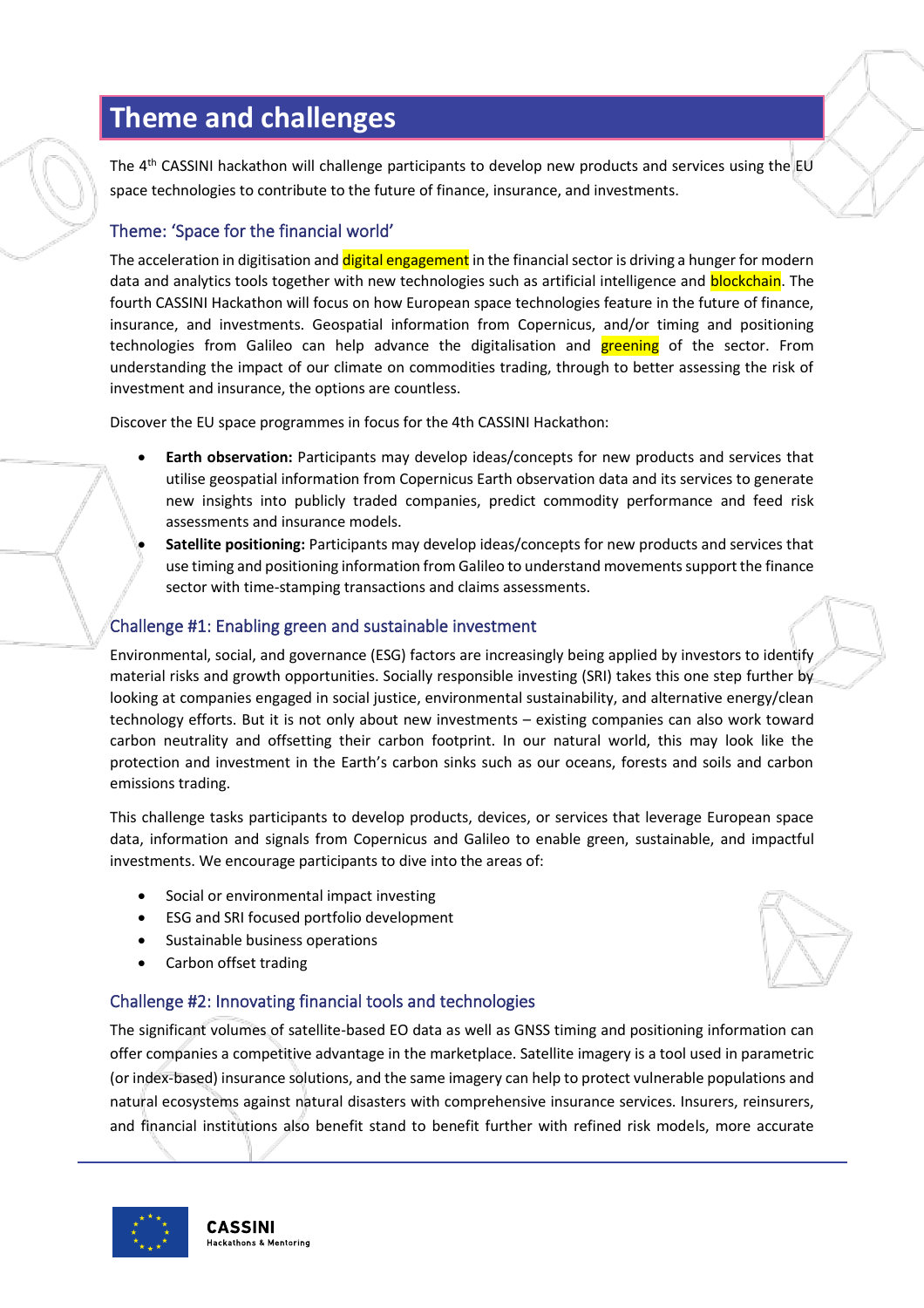# Theme and challenges

The 4th CASSINI hackathon will challenge participants to develop new products and services using the EU space technologies to contribute to the future of finance, insurance, and investments.

## Theme: 'Space for the financial world'

The acceleration in digitisation and digital engagement in the financial sector is driving a hunger for modern data and analytics tools together with new technologies such as artificial intelligence and blockchain. The fourth CASSINI Hackathon will focus on how European space technologies feature in the future of finance, insurance, and investments. Geospatial information from Copernicus, and/or timing and positioning technologies from Galileo can help advance the digitalisation and greening of the sector. From understanding the impact of our climate on commodities trading, through to better assessing the risk of investment and insurance, the options are countless.

Discover the EU space programmes in focus for the 4th CASSINI Hackathon:

- **Earth observation:** Participants may develop ideas/concepts for new products and services that utilise geospatial information from Copernicus Earth observation data and its services to generate new insights into publicly traded companies, predict commodity performance and feed risk assessments and insurance models.
- **Satellite positioning:** Participants may develop ideas/concepts for new products and services that use timing and positioning information from Galileo to understand movements support the finance sector with time-stamping transactions and claims assessments.

## Challenge #1: Enabling green and sustainable investment

Environmental, social, and governance (ESG) factors are increasingly being applied by investors to identify material risks and growth opportunities. Socially responsible investing (SRI) takes this one step further by looking at companies engaged in social justice, environmental sustainability, and alternative energy/clean technology efforts. But it is not only about new investments – existing companies can also work toward carbon neutrality and offsetting their carbon footprint. In our natural world, this may look like the protection and investment in the Earth's carbon sinks such as our oceans, forests and soils and carbon emissions trading.

This challenge tasks participants to develop products, devices, or services that leverage European space data, information and signals from Copernicus and Galileo to enable green, sustainable, and impactful investments. We encourage participants to dive into the areas of:

- Social or environmental impact investing
- ESG and SRI focused portfolio development
- Sustainable business operations
- Carbon offset trading

## Challenge #2: Innovating financial tools and technologies

The significant volumes of satellite-based EO data as well as GNSS timing and positioning information can offer companies a competitive advantage in the marketplace. Satellite imagery is a tool used in parametric (or index-based) insurance solutions, and the same imagery can help to protect vulnerable populations and natural ecosystems against natural disasters with comprehensive insurance services. Insurers, reinsurers, and financial institutions also benefit stand to benefit further with refined risk models, more accurate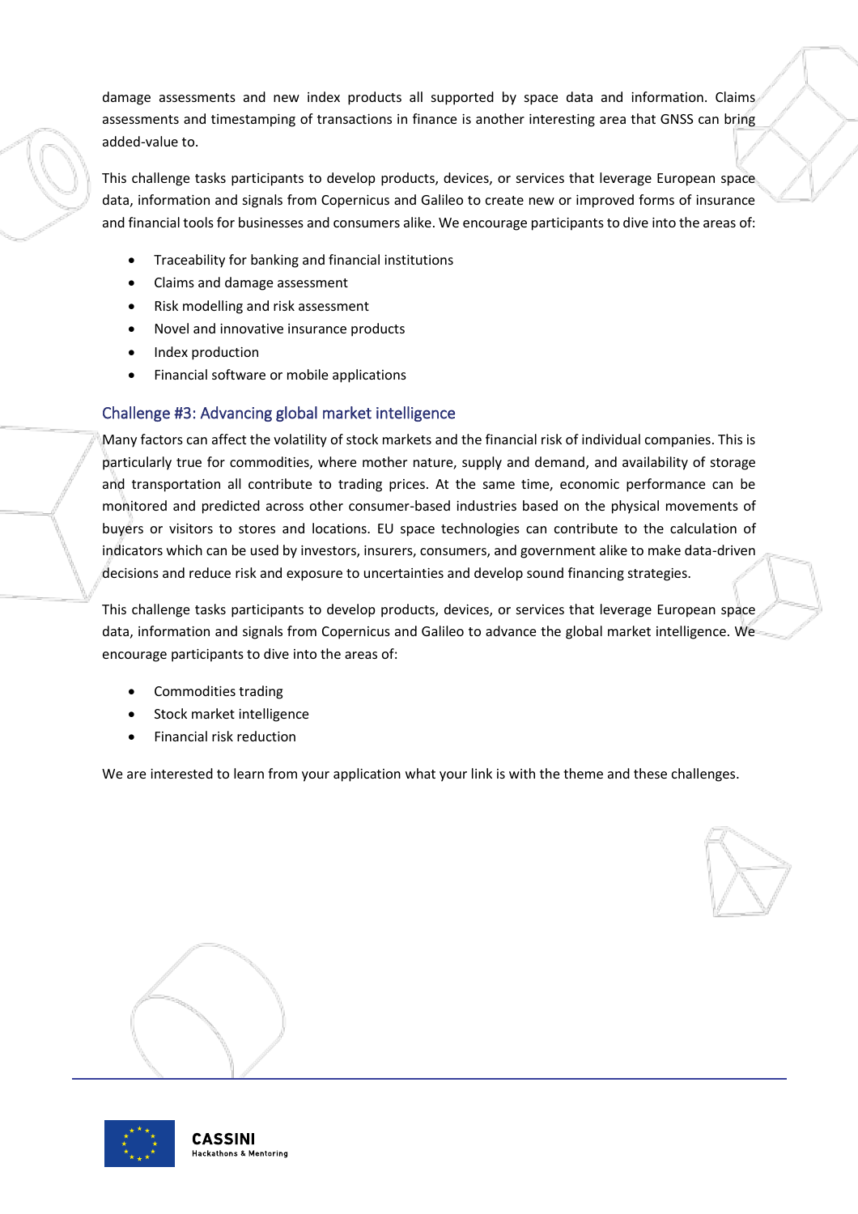damage assessments and new index products all supported by space data and information. Claims assessments and timestamping of transactions in finance is another interesting area that GNSS can bring added-value to.

This challenge tasks participants to develop products, devices, or services that leverage European space data, information and signals from Copernicus and Galileo to create new or improved forms of insurance and financial tools for businesses and consumers alike. We encourage participants to dive into the areas of:

- Traceability for banking and financial institutions
- Claims and damage assessment
- Risk modelling and risk assessment
- Novel and innovative insurance products
- Index production
- Financial software or mobile applications

### Challenge #3: Advancing global market intelligence

Many factors can affect the volatility of stock markets and the financial risk of individual companies. This is particularly true for commodities, where mother nature, supply and demand, and availability of storage and transportation all contribute to trading prices. At the same time, economic performance can be monitored and predicted across other consumer-based industries based on the physical movements of buyers or visitors to stores and locations. EU space technologies can contribute to the calculation of indicators which can be used by investors, insurers, consumers, and government alike to make data-driven decisions and reduce risk and exposure to uncertainties and develop sound financing strategies.

This challenge tasks participants to develop products, devices, or services that leverage European space data, information and signals from Copernicus and Galileo to advance the global market intelligence. We encourage participants to dive into the areas of:

- Commodities trading
- Stock market intelligence
- Financial risk reduction

We are interested to learn from your application what your link is with the theme and these challenges.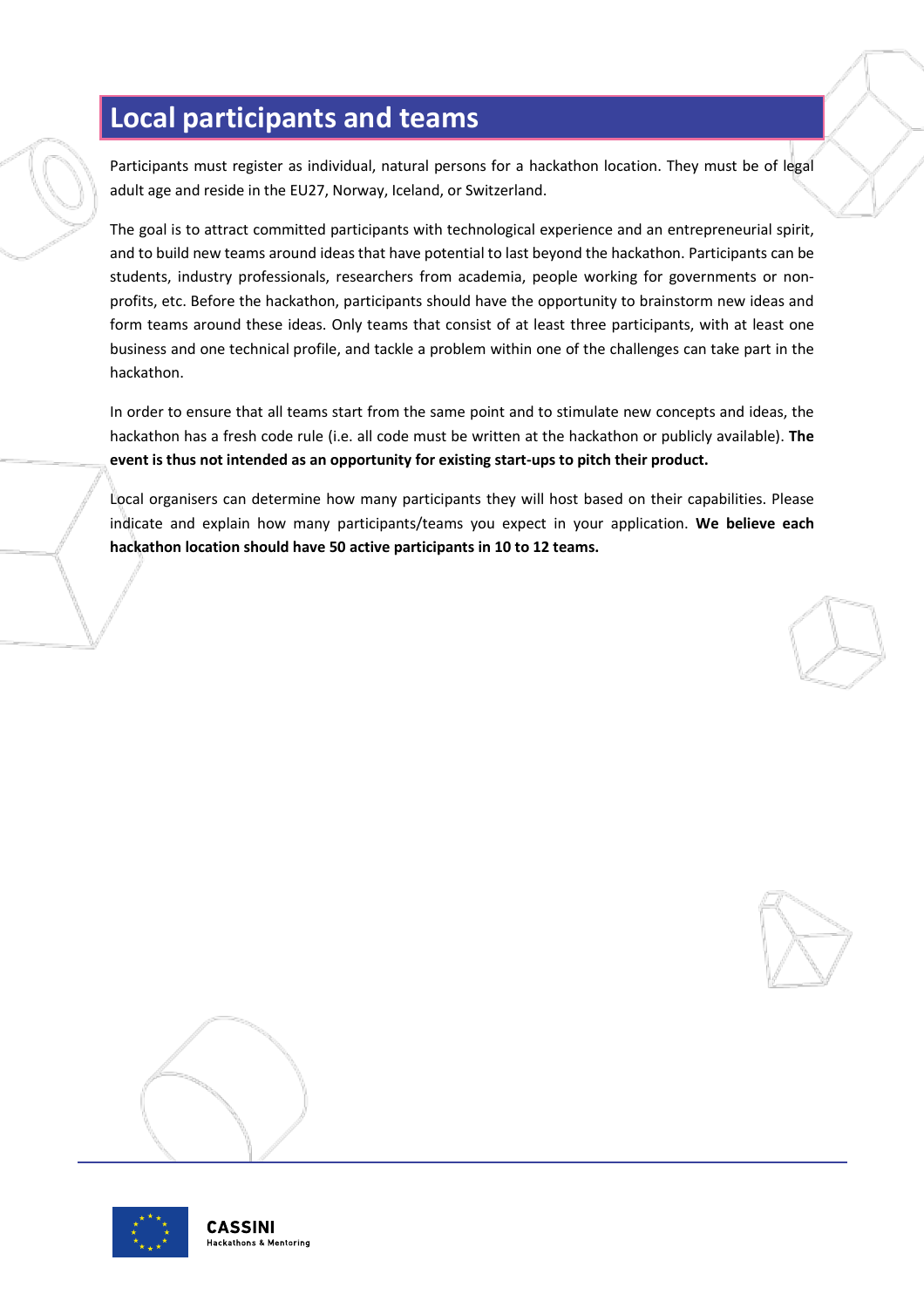## Local participants and teams

Participants must register as individual, natural persons for a hackathon location. They must be of legal adult age and reside in the EU27, Norway, Iceland, or Switzerland.

The goal is to attract committed participants with technological experience and an entrepreneurial spirit, and to build new teams around ideas that have potential to last beyond the hackathon. Participants can be students, industry professionals, researchers from academia, people working for governments or non-profits, etc. Before the hackathon, participants should have the opportunity to brainstorm new ideas and form teams around these ideas. Only teams that consist of at least three participants, with at least one business and one technical profile, and tackle a problem within one of the challenges can take part in the hackathon.

In order to ensure that all teams start from the same point and to stimulate new concepts and ideas, the hackathon has a fresh code rule (i.e. all code must be written at the hackathon or publicly available). **The event is thus not intended as an opportunity for existing start-ups to pitch their product.**

Local organisers can determine how many participants they will host based on their capabilities. Please indicate and explain how many participants/teams you expect in your application. **We believe each hackathon location should have 50 active participants in 10 to 12 teams.**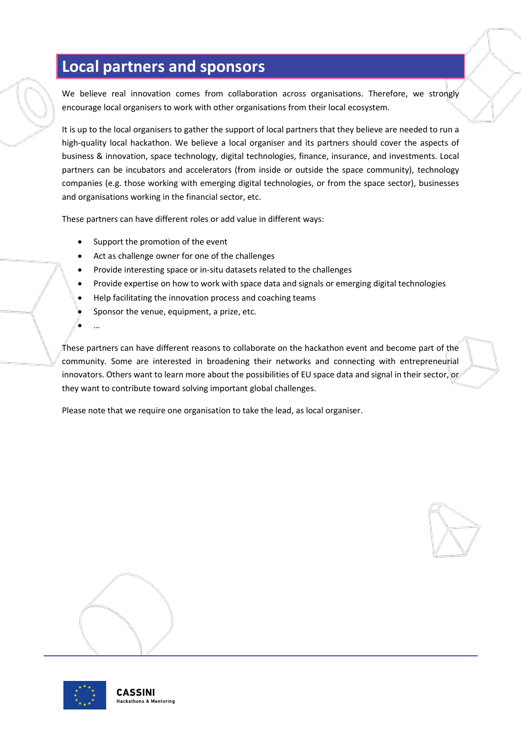## Local partners and sponsors

We believe real innovation comes from collaboration across organisations. Therefore, we strongly encourage local organisers to work with other organisations from their local ecosystem.

It is up to the local organisers to gather the support of local partners that they believe are needed to run a high-quality local hackathon. We believe a local organiser and its partners should cover the aspects of business & innovation, space technology, digital technologies, finance, insurance, and investments. Local partners can be incubators and accelerators (from inside or outside the space community), technology companies (e.g. those working with emerging digital technologies, or from the space sector), businesses and organisations working in the financial sector, etc.

These partners can have different roles or add value in different ways:

- Support the promotion of the event
- Act as challenge owner for one of the challenges
- Provide interesting space or in-situ datasets related to the challenges
- Provide expertise on how to work with space data and signals or emerging digital technologies
- Help facilitating the innovation process and coaching teams
- Sponsor the venue, equipment, a prize, etc.
- …

These partners can have different reasons to collaborate on the hackathon event and become part of the community. Some are interested in broadening their networks and connecting with entrepreneurial innovators. Others want to learn more about the possibilities of EU space data and signal in their sector, or they want to contribute toward solving important global challenges.

Please note that we require one organisation to take the lead, as local organiser.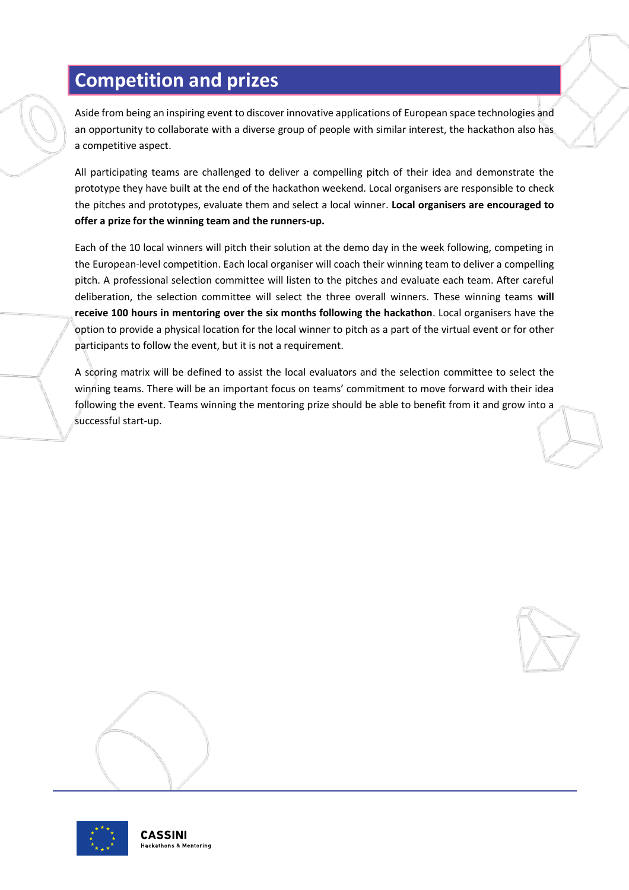## Competition and prizes

Aside from being an inspiring event to discover innovative applications of European space technologies and an opportunity to collaborate with a diverse group of people with similar interest, the hackathon also has a competitive aspect.

All participating teams are challenged to deliver a compelling pitch of their idea and demonstrate the prototype they have built at the end of the hackathon weekend. Local organisers are responsible to check the pitches and prototypes, evaluate them and select a local winner. **Local organisers are encouraged to offer a prize for the winning team and the runners-up.**

Each of the 10 local winners will pitch their solution at the demo day in the week following, competing in the European-level competition. Each local organiser will coach their winning team to deliver a compelling pitch. A professional selection committee will listen to the pitches and evaluate each team. After careful deliberation, the selection committee will select the three overall winners. These winning teams **will receive 100 hours in mentoring over the six months following the hackathon**. Local organisers have the option to provide a physical location for the local winner to pitch as a part of the virtual event or for other participants to follow the event, but it is not a requirement.

A scoring matrix will be defined to assist the local evaluators and the selection committee to select the winning teams. There will be an important focus on teams' commitment to move forward with their idea following the event. Teams winning the mentoring prize should be able to benefit from it and grow into a successful start-up.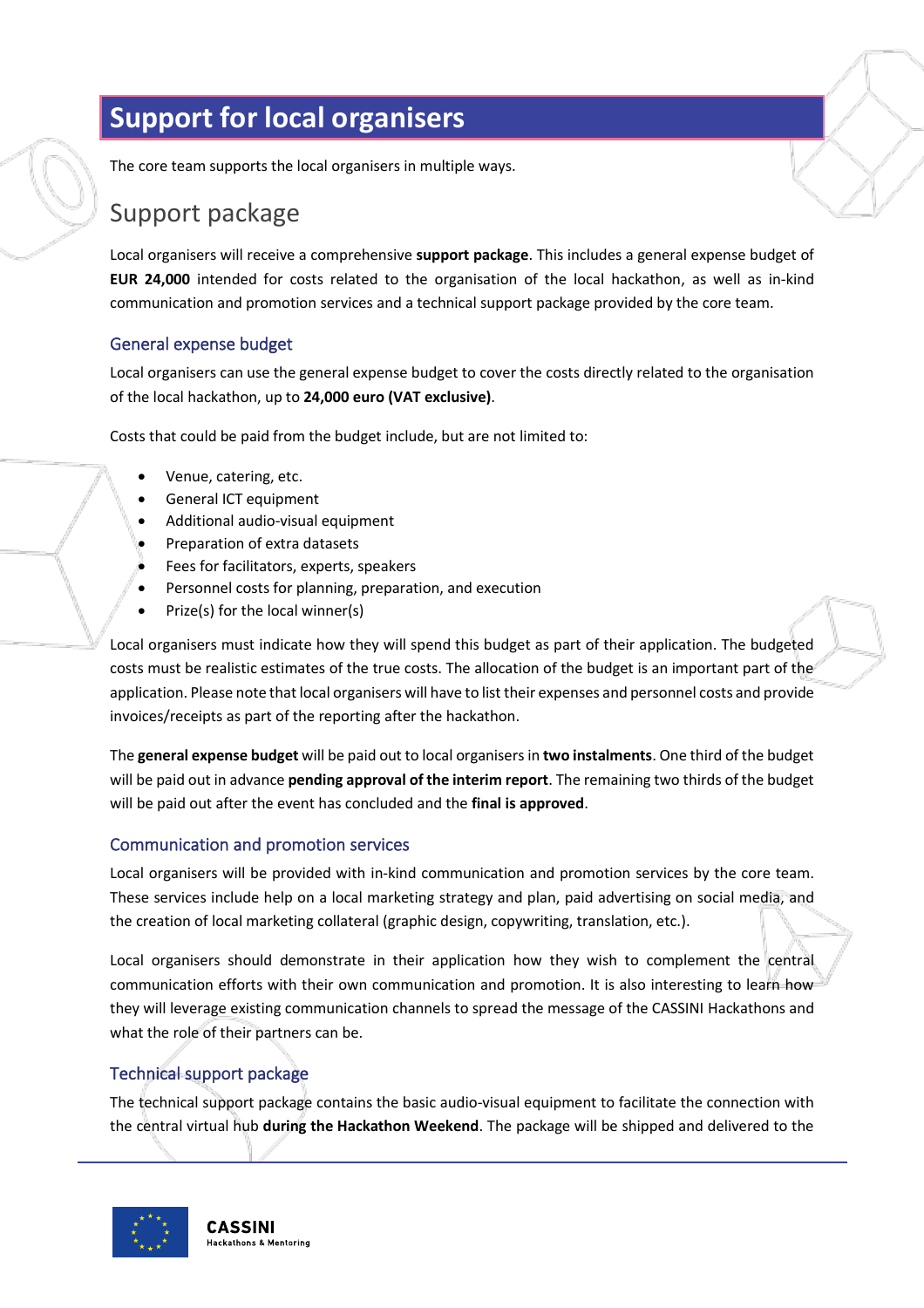# Support for local organisers

The core team supports the local organisers in multiple ways.

## Support package

Local organisers will receive a comprehensive **support package**. This includes a general expense budget of **EUR 24,000** intended for costs related to the organisation of the local hackathon, as well as in-kind communication and promotion services and a technical support package provided by the core team.

### General expense budget

Local organisers can use the general expense budget to cover the costs directly related to the organisation of the local hackathon, up to **24,000 euro (VAT exclusive)**.

Costs that could be paid from the budget include, but are not limited to:

- Venue, catering, etc.
- General ICT equipment
- Additional audio-visual equipment
- Preparation of extra datasets
- Fees for facilitators, experts, speakers
- Personnel costs for planning, preparation, and execution
- Prize(s) for the local winner(s)

Local organisers must indicate how they will spend this budget as part of their application. The budgeted costs must be realistic estimates of the true costs. The allocation of the budget is an important part of the application. Please note that local organisers will have to list their expenses and personnel costs and provide invoices/receipts as part of the reporting after the hackathon.

The **general expense budget** will be paid out to local organisers in **two instalments**. One third of the budget will be paid out in advance **pending approval of the interim report**. The remaining two thirds of the budget will be paid out after the event has concluded and the **final is approved**.

### Communication and promotion services

Local organisers will be provided with in-kind communication and promotion services by the core team. These services include help on a local marketing strategy and plan, paid advertising on social media, and the creation of local marketing collateral (graphic design, copywriting, translation, etc.).

Local organisers should demonstrate in their application how they wish to complement the central communication efforts with their own communication and promotion. It is also interesting to learn how they will leverage existing communication channels to spread the message of the CASSINI Hackathons and what the role of their partners can be.

### Technical support package

The technical support package contains the basic audio-visual equipment to facilitate the connection with the central virtual hub **during the Hackathon Weekend**. The package will be shipped and delivered to the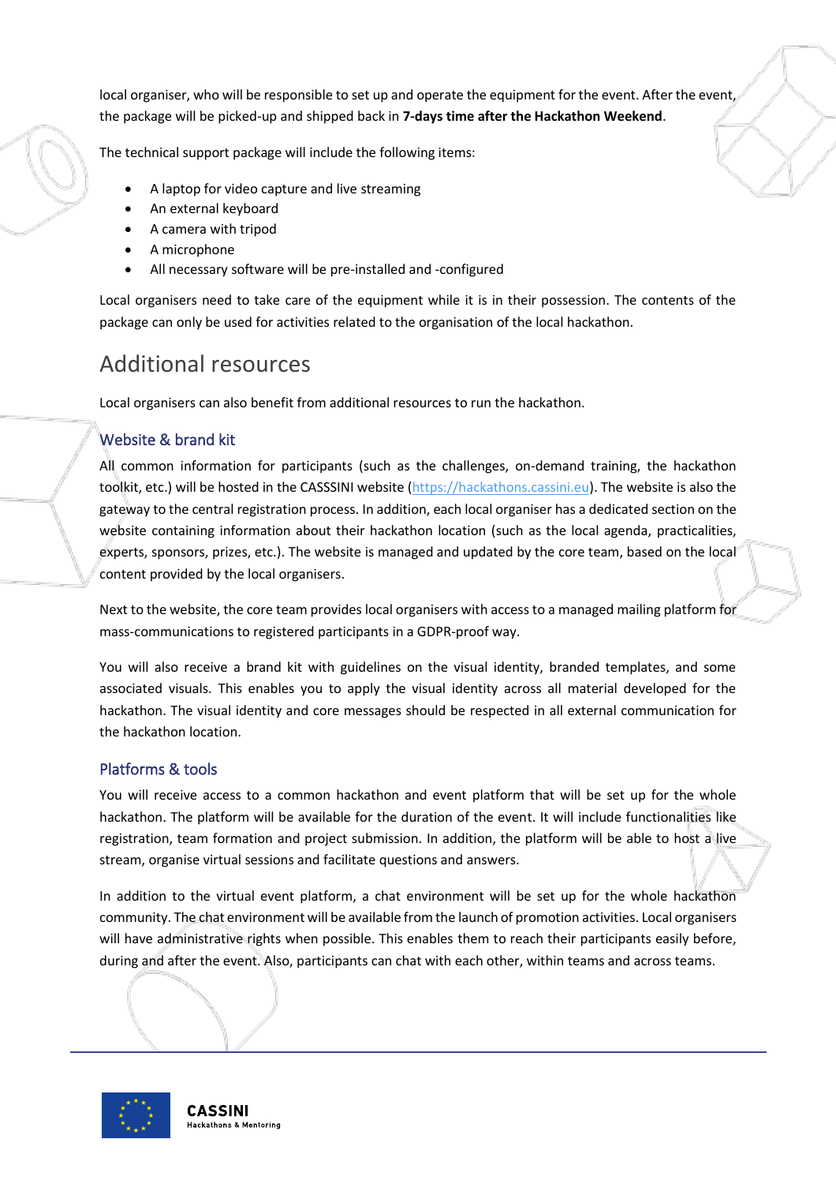local organiser, who will be responsible to set up and operate the equipment for the event. After the event, the package will be picked-up and shipped back in **7-days time after the Hackathon Weekend**.

The technical support package will include the following items:

- A laptop for video capture and live streaming
- An external keyboard
- A camera with tripod
- A microphone
- All necessary software will be pre-installed and -configured

Local organisers need to take care of the equipment while it is in their possession. The contents of the package can only be used for activities related to the organisation of the local hackathon.

# Additional resources

Local organisers can also benefit from additional resources to run the hackathon.

## Website & brand kit

All common information for participants (such as the challenges, on-demand training, the hackathon toolkit, etc.) will be hosted in the CASSSINI website (https://hackathons.cassini.eu). The website is also the gateway to the central registration process. In addition, each local organiser has a dedicated section on the website containing information about their hackathon location (such as the local agenda, practicalities, experts, sponsors, prizes, etc.). The website is managed and updated by the core team, based on the local content provided by the local organisers.

Next to the website, the core team provides local organisers with access to a managed mailing platform for mass-communications to registered participants in a GDPR-proof way.

You will also receive a brand kit with guidelines on the visual identity, branded templates, and some associated visuals. This enables you to apply the visual identity across all material developed for the hackathon. The visual identity and core messages should be respected in all external communication for the hackathon location.

## Platforms & tools

You will receive access to a common hackathon and event platform that will be set up for the whole hackathon. The platform will be available for the duration of the event. It will include functionalities like registration, team formation and project submission. In addition, the platform will be able to host a live stream, organise virtual sessions and facilitate questions and answers.

In addition to the virtual event platform, a chat environment will be set up for the whole hackathon community. The chat environment will be available from the launch of promotion activities. Local organisers will have administrative rights when possible. This enables them to reach their participants easily before, during and after the event. Also, participants can chat with each other, within teams and across teams.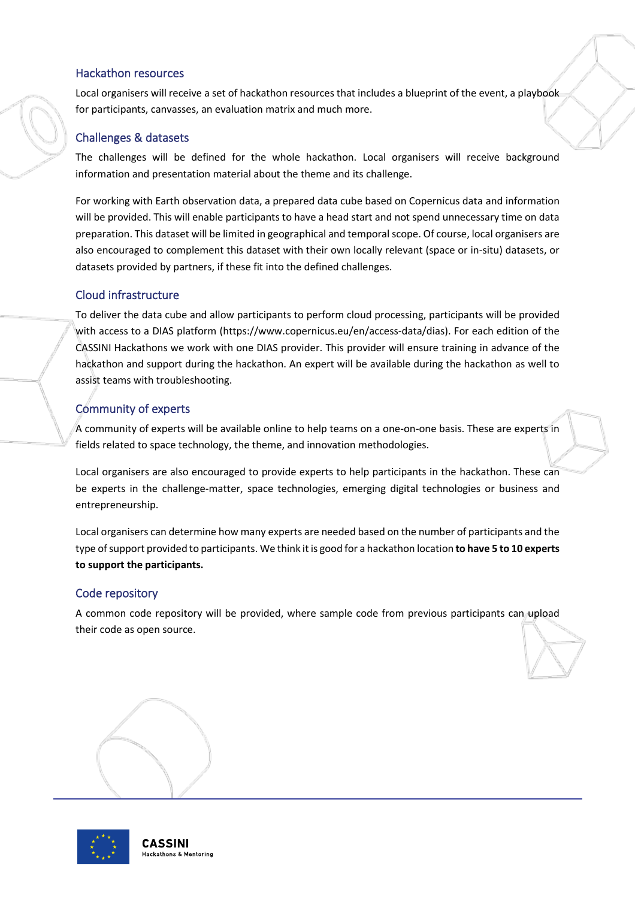### Hackathon resources

Local organisers will receive a set of hackathon resources that includes a blueprint of the event, a playbook for participants, canvasses, an evaluation matrix and much more.

### Challenges & datasets

The challenges will be defined for the whole hackathon. Local organisers will receive background information and presentation material about the theme and its challenge.

For working with Earth observation data, a prepared data cube based on Copernicus data and information will be provided. This will enable participants to have a head start and not spend unnecessary time on data preparation. This dataset will be limited in geographical and temporal scope. Of course, local organisers are also encouraged to complement this dataset with their own locally relevant (space or in-situ) datasets, or datasets provided by partners, if these fit into the defined challenges.

### Cloud infrastructure

To deliver the data cube and allow participants to perform cloud processing, participants will be provided with access to a DIAS platform (https://www.copernicus.eu/en/access-data/dias). For each edition of the CASSINI Hackathons we work with one DIAS provider. This provider will ensure training in advance of the hackathon and support during the hackathon. An expert will be available during the hackathon as well to assist teams with troubleshooting.

### Community of experts

A community of experts will be available online to help teams on a one-on-one basis. These are experts in fields related to space technology, the theme, and innovation methodologies.

Local organisers are also encouraged to provide experts to help participants in the hackathon. These can be experts in the challenge-matter, space technologies, emerging digital technologies or business and entrepreneurship.

Local organisers can determine how many experts are needed based on the number of participants and the type of support provided to participants. We think it is good for a hackathon location **to have 5 to 10 experts to support the participants.**

### Code repository

A common code repository will be provided, where sample code from previous participants can upload their code as open source.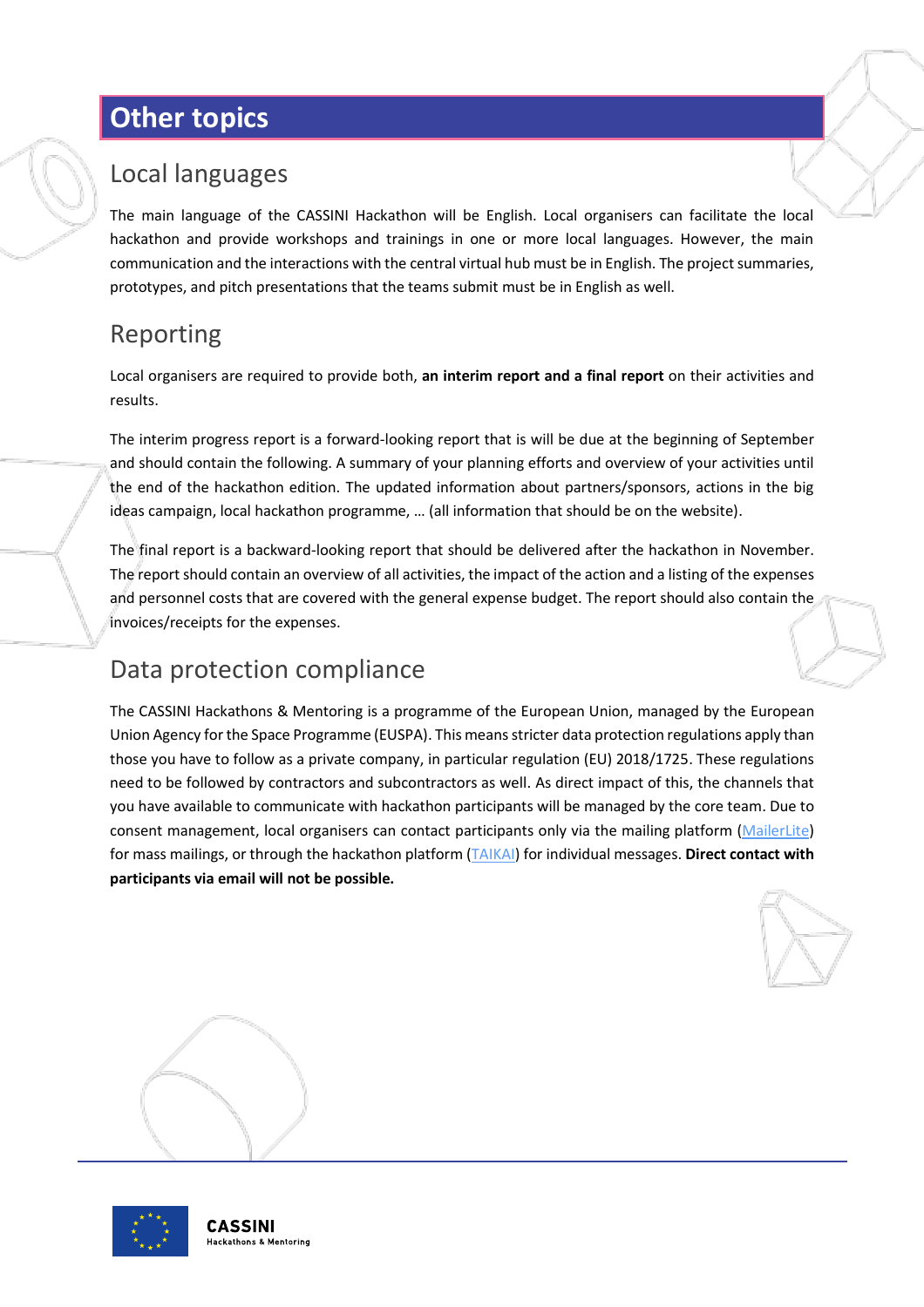# Other topics

## Local languages

The main language of the CASSINI Hackathon will be English. Local organisers can facilitate the local hackathon and provide workshops and trainings in one or more local languages. However, the main communication and the interactions with the central virtual hub must be in English. The project summaries, prototypes, and pitch presentations that the teams submit must be in English as well.

## Reporting

Local organisers are required to provide both, **an interim report and a final report** on their activities and results.

The interim progress report is a forward-looking report that is will be due at the beginning of September and should contain the following. A summary of your planning efforts and overview of your activities until the end of the hackathon edition. The updated information about partners/sponsors, actions in the big ideas campaign, local hackathon programme, … (all information that should be on the website).

The final report is a backward-looking report that should be delivered after the hackathon in November. The report should contain an overview of all activities, the impact of the action and a listing of the expenses and personnel costs that are covered with the general expense budget. The report should also contain the invoices/receipts for the expenses.

## Data protection compliance

The CASSINI Hackathons & Mentoring is a programme of the European Union, managed by the European Union Agency for the Space Programme (EUSPA). This means stricter data protection regulations apply than those you have to follow as a private company, in particular regulation (EU) 2018/1725. These regulations need to be followed by contractors and subcontractors as well. As direct impact of this, the channels that you have available to communicate with hackathon participants will be managed by the core team. Due to consent management, local organisers can contact participants only via the mailing platform (MailerLite) for mass mailings, or through the hackathon platform (TAIKAI) for individual messages. **Direct contact with participants via email will not be possible.**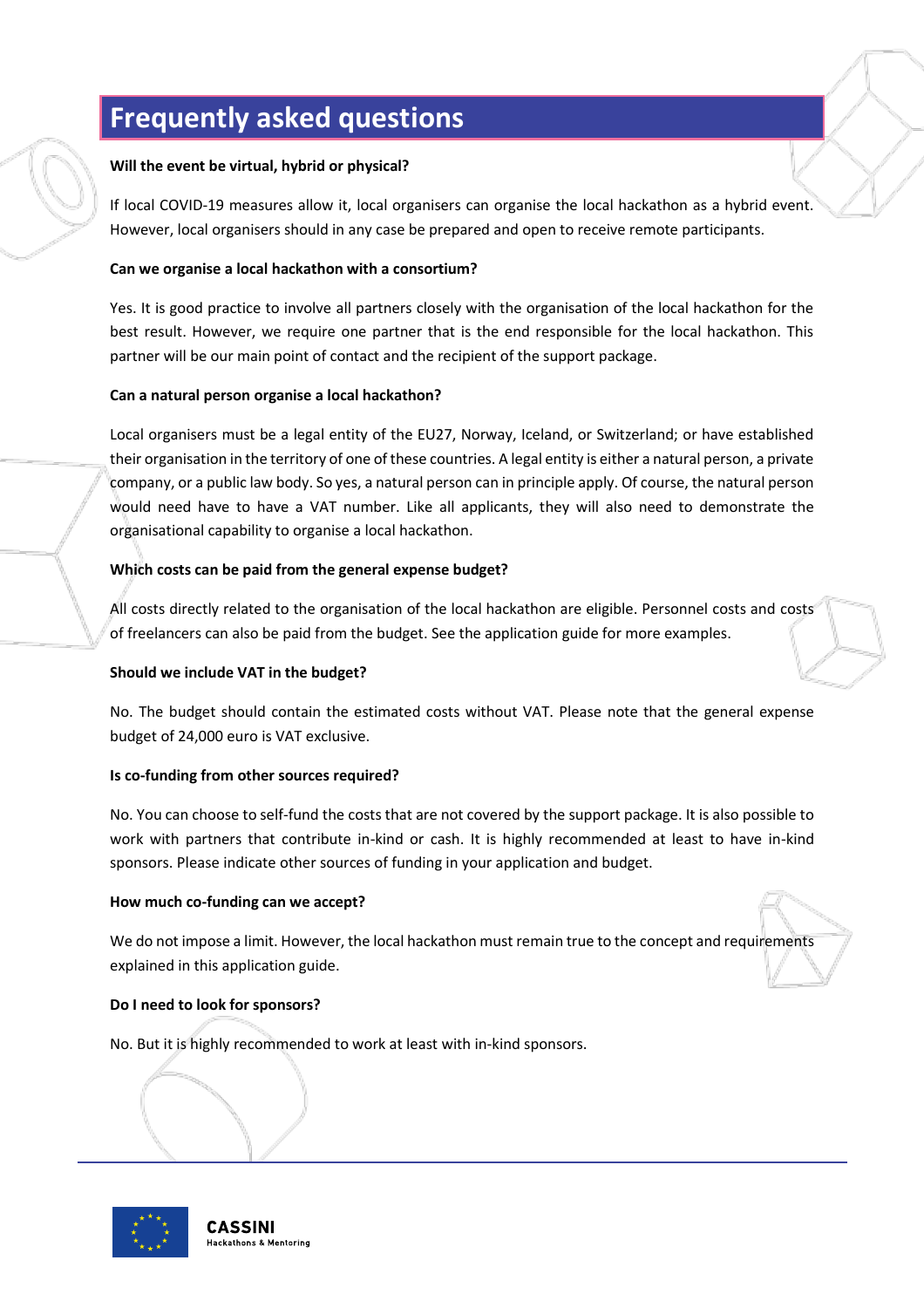# Frequently asked questions

**Will the event be virtual, hybrid or physical?**

If local COVID-19 measures allow it, local organisers can organise the local hackathon as a hybrid event. However, local organisers should in any case be prepared and open to receive remote participants.

**Can we organise a local hackathon with a consortium?**

Yes. It is good practice to involve all partners closely with the organisation of the local hackathon for the best result. However, we require one partner that is the end responsible for the local hackathon. This partner will be our main point of contact and the recipient of the support package.

**Can a natural person organise a local hackathon?**

Local organisers must be a legal entity of the EU27, Norway, Iceland, or Switzerland; or have established their organisation in the territory of one of these countries. A legal entity is either a natural person, a private company, or a public law body. So yes, a natural person can in principle apply. Of course, the natural person would need have to have a VAT number. Like all applicants, they will also need to demonstrate the organisational capability to organise a local hackathon.

**Which costs can be paid from the general expense budget?**

All costs directly related to the organisation of the local hackathon are eligible. Personnel costs and costs of freelancers can also be paid from the budget. See the application guide for more examples.

**Should we include VAT in the budget?**

No. The budget should contain the estimated costs without VAT. Please note that the general expense budget of 24,000 euro is VAT exclusive.

**Is co-funding from other sources required?**

No. You can choose to self-fund the costs that are not covered by the support package. It is also possible to work with partners that contribute in-kind or cash. It is highly recommended at least to have in-kind sponsors. Please indicate other sources of funding in your application and budget.

**How much co-funding can we accept?**

We do not impose a limit. However, the local hackathon must remain true to the concept and requirements explained in this application guide.

**Do I need to look for sponsors?**

No. But it is highly recommended to work at least with in-kind sponsors.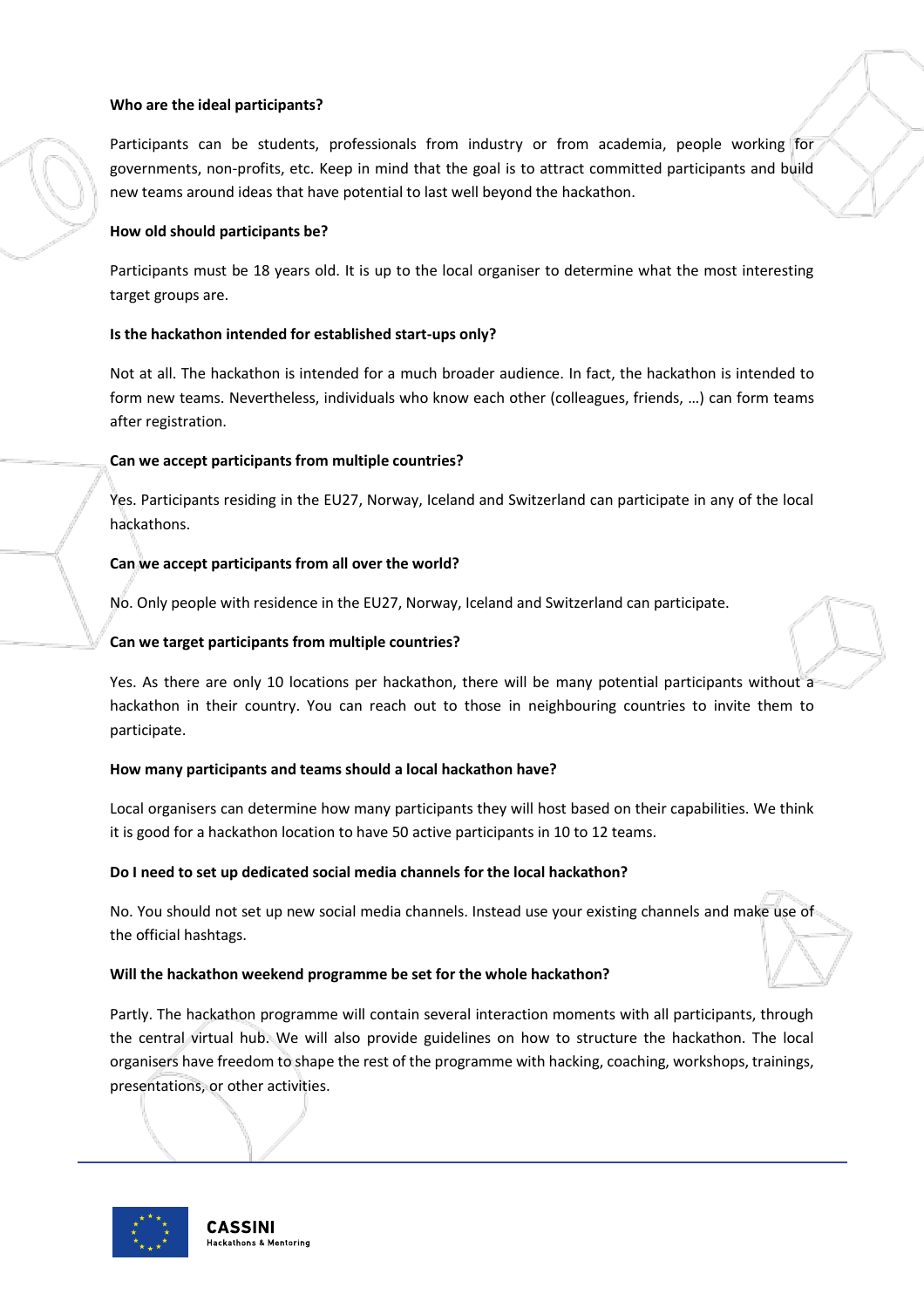**Who are the ideal participants?**

Participants can be students, professionals from industry or from academia, people working for governments, non-profits, etc. Keep in mind that the goal is to attract committed participants and build new teams around ideas that have potential to last well beyond the hackathon.

**How old should participants be?**

Participants must be 18 years old. It is up to the local organiser to determine what the most interesting target groups are.

**Is the hackathon intended for established start-ups only?**

Not at all. The hackathon is intended for a much broader audience. In fact, the hackathon is intended to form new teams. Nevertheless, individuals who know each other (colleagues, friends, …) can form teams after registration.

**Can we accept participants from multiple countries?**

Yes. Participants residing in the EU27, Norway, Iceland and Switzerland can participate in any of the local hackathons.

**Can we accept participants from all over the world?**

No. Only people with residence in the EU27, Norway, Iceland and Switzerland can participate.

**Can we target participants from multiple countries?**

Yes. As there are only 10 locations per hackathon, there will be many potential participants without a hackathon in their country. You can reach out to those in neighbouring countries to invite them to participate.

**How many participants and teams should a local hackathon have?**

Local organisers can determine how many participants they will host based on their capabilities. We think it is good for a hackathon location to have 50 active participants in 10 to 12 teams.

**Do I need to set up dedicated social media channels for the local hackathon?**

No. You should not set up new social media channels. Instead use your existing channels and make use of the official hashtags.

**Will the hackathon weekend programme be set for the whole hackathon?**

Partly. The hackathon programme will contain several interaction moments with all participants, through the central virtual hub. We will also provide guidelines on how to structure the hackathon. The local organisers have freedom to shape the rest of the programme with hacking, coaching, workshops, trainings, presentations, or other activities.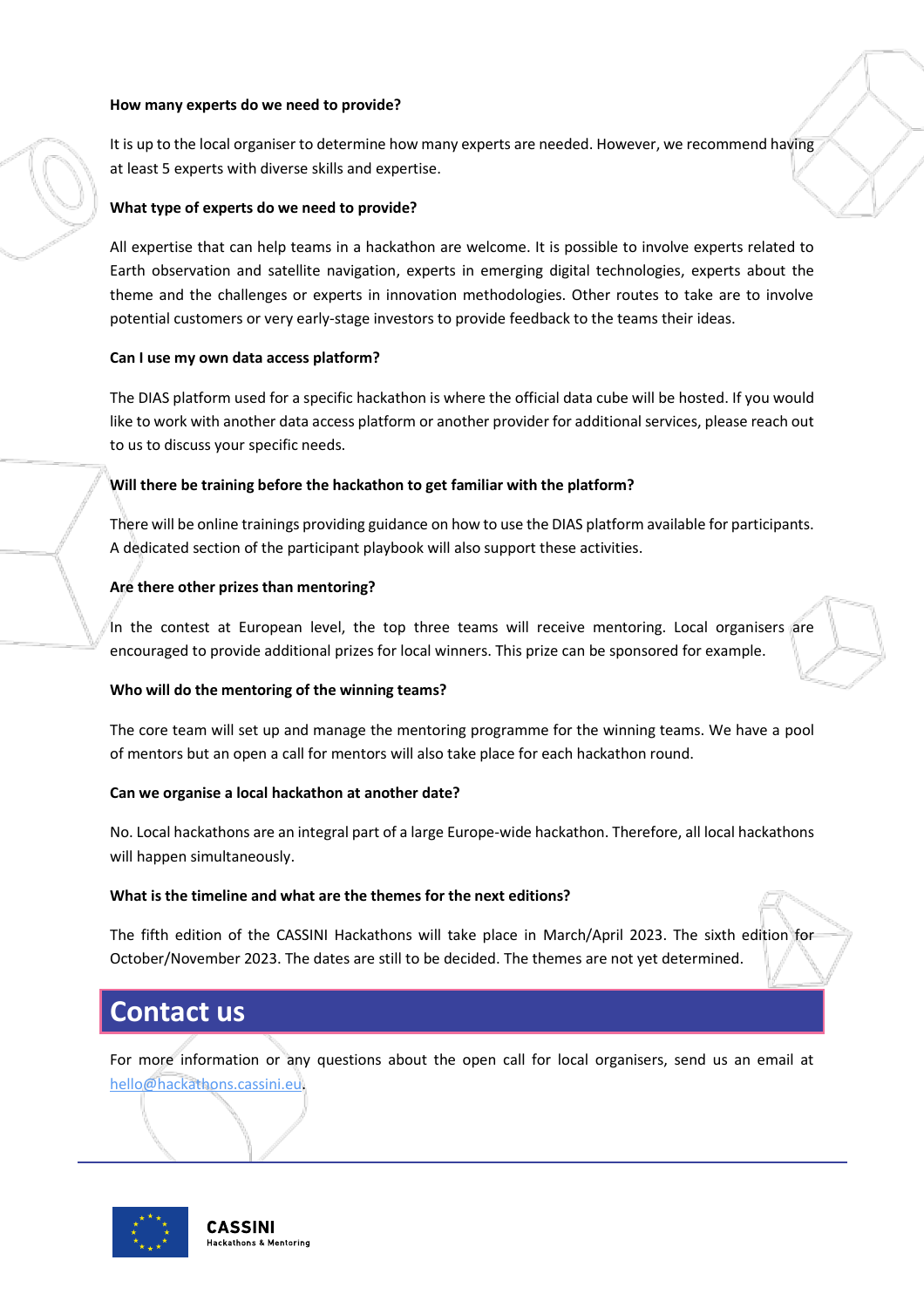**How many experts do we need to provide?**

It is up to the local organiser to determine how many experts are needed. However, we recommend having at least 5 experts with diverse skills and expertise.

**What type of experts do we need to provide?**

All expertise that can help teams in a hackathon are welcome. It is possible to involve experts related to Earth observation and satellite navigation, experts in emerging digital technologies, experts about the theme and the challenges or experts in innovation methodologies. Other routes to take are to involve potential customers or very early-stage investors to provide feedback to the teams their ideas.

**Can I use my own data access platform?**

The DIAS platform used for a specific hackathon is where the official data cube will be hosted. If you would like to work with another data access platform or another provider for additional services, please reach out to us to discuss your specific needs.

**Will there be training before the hackathon to get familiar with the platform?**

There will be online trainings providing guidance on how to use the DIAS platform available for participants. A dedicated section of the participant playbook will also support these activities.

**Are there other prizes than mentoring?**

In the contest at European level, the top three teams will receive mentoring. Local organisers are encouraged to provide additional prizes for local winners. This prize can be sponsored for example.

**Who will do the mentoring of the winning teams?**

The core team will set up and manage the mentoring programme for the winning teams. We have a pool of mentors but an open a call for mentors will also take place for each hackathon round.

**Can we organise a local hackathon at another date?**

No. Local hackathons are an integral part of a large Europe-wide hackathon. Therefore, all local hackathons will happen simultaneously.

**What is the timeline and what are the themes for the next editions?**

The fifth edition of the CASSINI Hackathons will take place in March/April 2023. The sixth edition for October/November 2023. The dates are still to be decided. The themes are not yet determined.

# Contact us

For more information or any questions about the open call for local organisers, send us an email at hello@hackathons.cassini.eu.

CASSINI
Hackathons & Mentoring